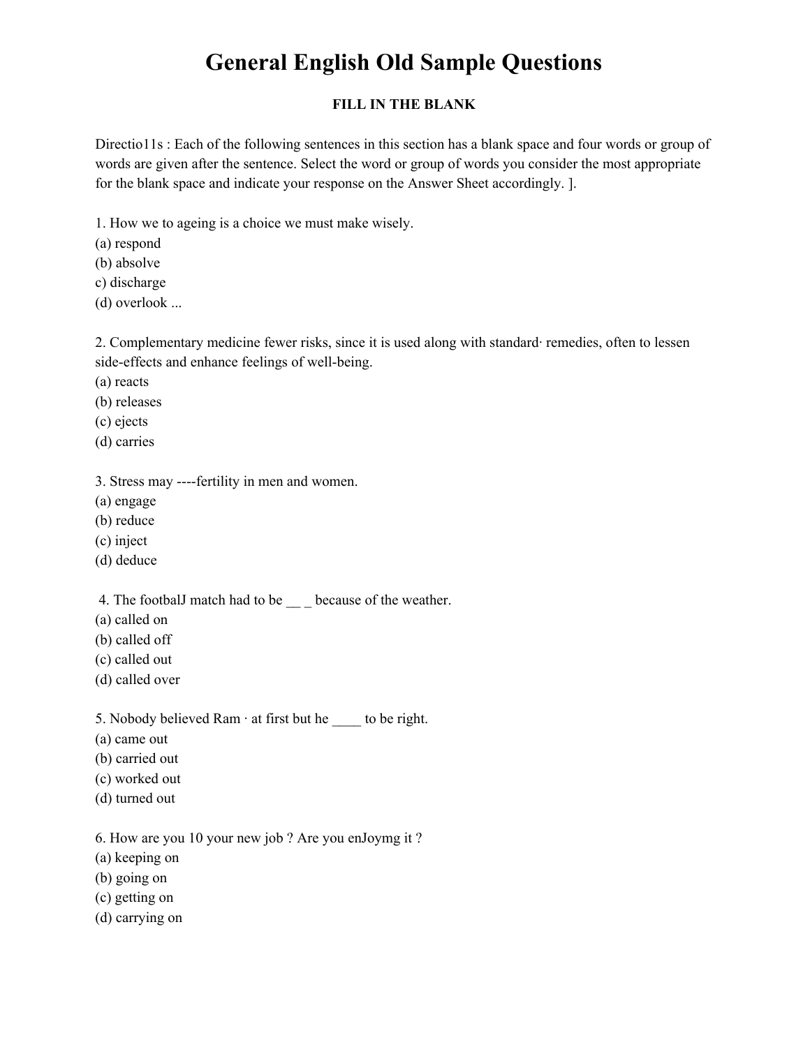# General English Old Sample Questions

### FILL IN THE BLANK

Directio11s : Each of the following sentences in this section has a blank space and four words or group of words are given after the sentence. Select the word or group of words you consider the most appropriate for the blank space and indicate your response on the Answer Sheet accordingly. ].

1. How we to ageing is a choice we must make wisely.
(a) respond
(b) absolve
c) discharge
(d) overlook ...

2. Complementary medicine fewer risks, since it is used along with standard· remedies, often to lessen side-effects and enhance feelings of well-being.
(a) reacts
(b) releases
(c) ejects
(d) carries

3. Stress may ----fertility in men and women.
(a) engage
(b) reduce
(c) inject
(d) deduce

4. The footbalJ match had to be __ _ because of the weather.
(a) called on
(b) called off
(c) called out
(d) called over

5. Nobody believed Ram · at first but he ____ to be right.
(a) came out
(b) carried out
(c) worked out
(d) turned out

6. How are you 10 your new job ? Are you enJoymg it ?
(a) keeping on
(b) going on
(c) getting on
(d) carrying on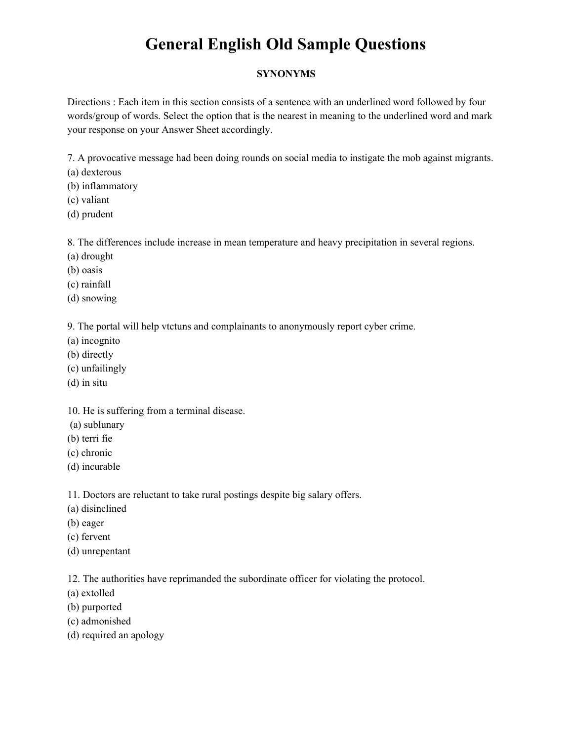# General English Old Sample Questions

## SYNONYMS

Directions : Each item in this section consists of a sentence with an underlined word followed by four words/group of words. Select the option that is the nearest in meaning to the underlined word and mark your response on your Answer Sheet accordingly.

7. A provocative message had been doing rounds on social media to instigate the mob against migrants.
(a) dexterous
(b) inflammatory
(c) valiant
(d) prudent

8. The differences include increase in mean temperature and heavy precipitation in several regions.
(a) drought
(b) oasis
(c) rainfall
(d) snowing

9. The portal will help vtctuns and complainants to anonymously report cyber crime.
(a) incognito
(b) directly
(c) unfailingly
(d) in situ

10. He is suffering from a terminal disease.
(a) sublunary
(b) terri fie
(c) chronic
(d) incurable

11. Doctors are reluctant to take rural postings despite big salary offers.
(a) disinclined
(b) eager
(c) fervent
(d) unrepentant

12. The authorities have reprimanded the subordinate officer for violating the protocol.
(a) extolled
(b) purported
(c) admonished
(d) required an apology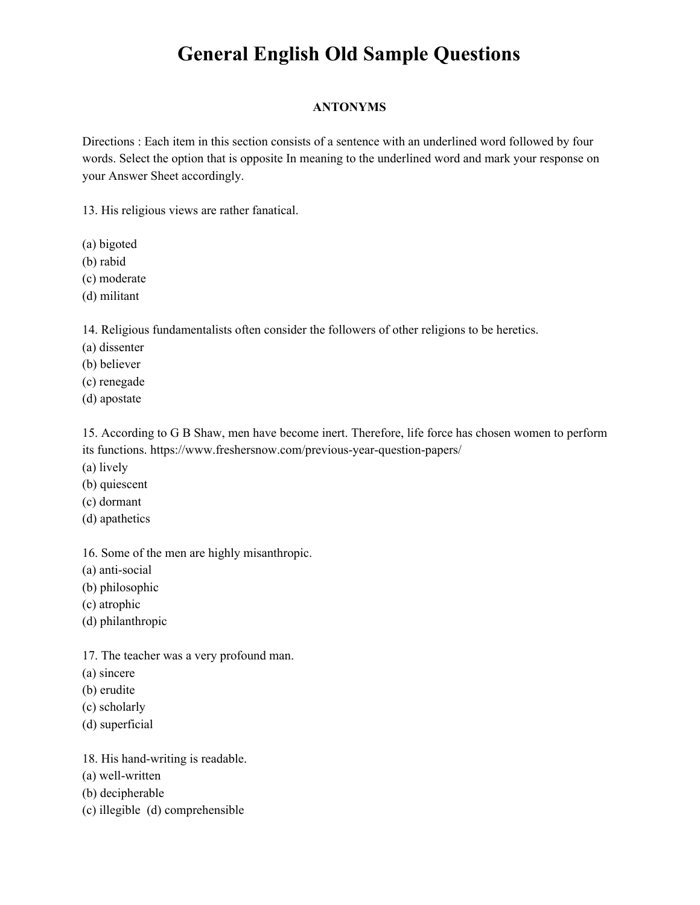# General English Old Sample Questions

**ANTONYMS**

Directions : Each item in this section consists of a sentence with an underlined word followed by four words. Select the option that is opposite In meaning to the underlined word and mark your response on your Answer Sheet accordingly.

13. His religious views are rather fanatical.

(a) bigoted
(b) rabid
(c) moderate
(d) militant

14. Religious fundamentalists often consider the followers of other religions to be heretics.
(a) dissenter
(b) believer
(c) renegade
(d) apostate

15. According to G B Shaw, men have become inert. Therefore, life force has chosen women to perform its functions. https://www.freshersnow.com/previous-year-question-papers/
(a) lively
(b) quiescent
(c) dormant
(d) apathetics

16. Some of the men are highly misanthropic.
(a) anti-social
(b) philosophic
(c) atrophic
(d) philanthropic

17. The teacher was a very profound man.
(a) sincere
(b) erudite
(c) scholarly
(d) superficial

18. His hand-writing is readable.
(a) well-written
(b) decipherable
(c) illegible (d) comprehensible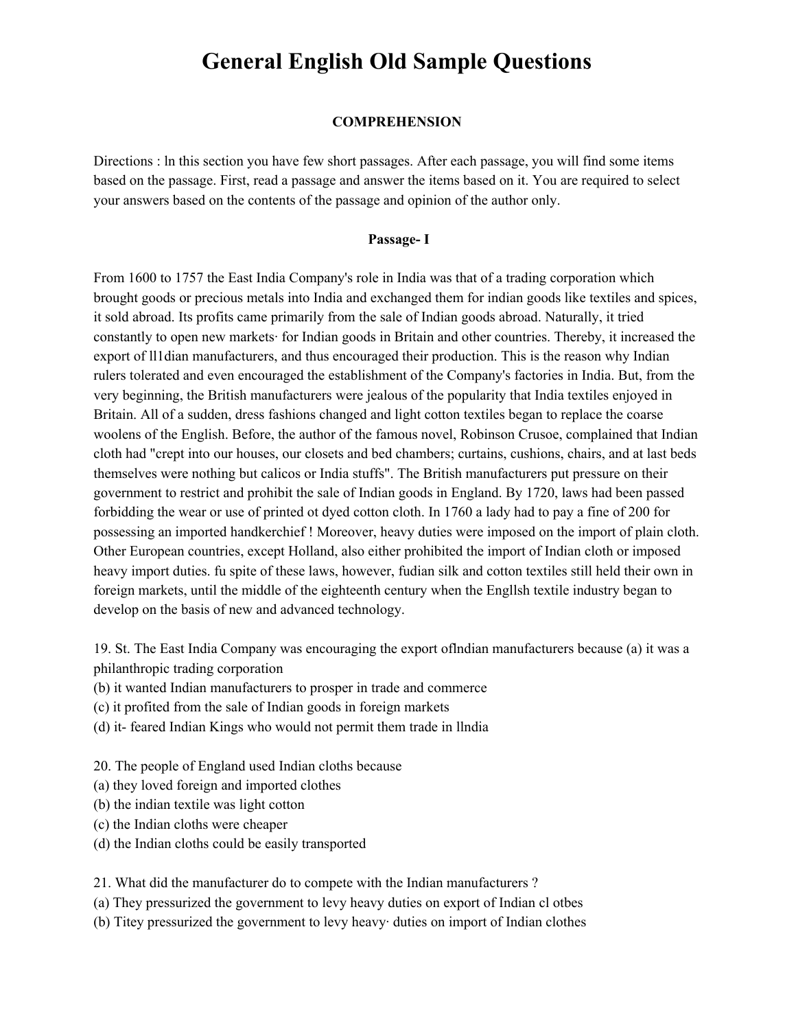# General English Old Sample Questions

## COMPREHENSION

Directions : ln this section you have few short passages. After each passage, you will find some items based on the passage. First, read a passage and answer the items based on it. You are required to select your answers based on the contents of the passage and opinion of the author only.

### Passage- I

From 1600 to 1757 the East India Company's role in India was that of a trading corporation which brought goods or precious metals into India and exchanged them for indian goods like textiles and spices, it sold abroad. Its profits came primarily from the sale of Indian goods abroad. Naturally, it tried constantly to open new markets· for Indian goods in Britain and other countries. Thereby, it increased the export of ll1dian manufacturers, and thus encouraged their production. This is the reason why Indian rulers tolerated and even encouraged the establishment of the Company's factories in India. But, from the very beginning, the British manufacturers were jealous of the popularity that India textiles enjoyed in Britain. All of a sudden, dress fashions changed and light cotton textiles began to replace the coarse woolens of the English. Before, the author of the famous novel, Robinson Crusoe, complained that Indian cloth had "crept into our houses, our closets and bed chambers; curtains, cushions, chairs, and at last beds themselves were nothing but calicos or India stuffs". The British manufacturers put pressure on their government to restrict and prohibit the sale of Indian goods in England. By 1720, laws had been passed forbidding the wear or use of printed ot dyed cotton cloth. In 1760 a lady had to pay a fine of 200 for possessing an imported handkerchief ! Moreover, heavy duties were imposed on the import of plain cloth. Other European countries, except Holland, also either prohibited the import of Indian cloth or imposed heavy import duties. fu spite of these laws, however, fudian silk and cotton textiles still held their own in foreign markets, until the middle of the eighteenth century when the Engllsh textile industry began to develop on the basis of new and advanced technology.

19. St. The East India Company was encouraging the export oflndian manufacturers because (a) it was a philanthropic trading corporation
(b) it wanted Indian manufacturers to prosper in trade and commerce
(c) it profited from the sale of Indian goods in foreign markets
(d) it- feared Indian Kings who would not permit them trade in llndia

20. The people of England used Indian cloths because
(a) they loved foreign and imported clothes
(b) the indian textile was light cotton
(c) the Indian cloths were cheaper
(d) the Indian cloths could be easily transported

21. What did the manufacturer do to compete with the Indian manufacturers ?
(a) They pressurized the government to levy heavy duties on export of Indian cl otbes
(b) Titey pressurized the government to levy heavy· duties on import of Indian clothes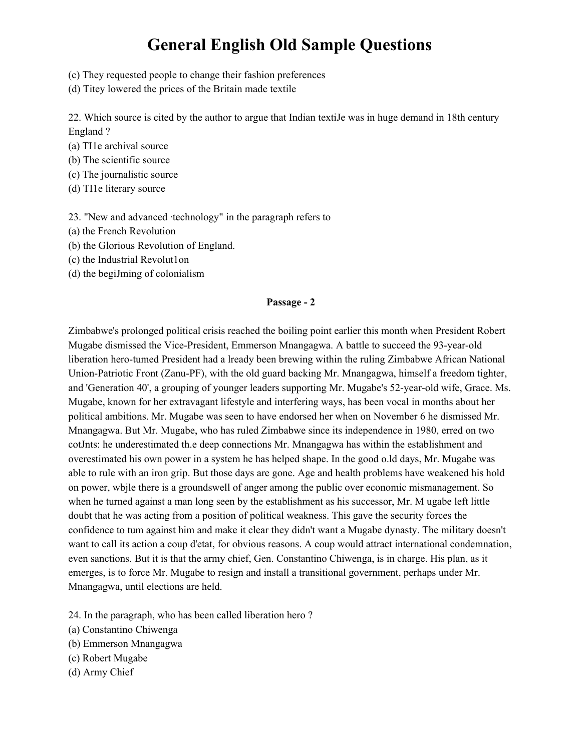# General English Old Sample Questions

(c) They requested people to change their fashion preferences
(d) Titey lowered the prices of the Britain made textile

22. Which source is cited by the author to argue that Indian textiJe was in huge demand in 18th century England ?
(a) TI1e archival source
(b) The scientific source
(c) The journalistic source
(d) TI1e literary source

23. "New and advanced ·technology" in the paragraph refers to
(a) the French Revolution
(b) the Glorious Revolution of England.
(c) the Industrial Revolut1on
(d) the begiJming of colonialism

**Passage - 2**

Zimbabwe's prolonged political crisis reached the boiling point earlier this month when President Robert Mugabe dismissed the Vice-President, Emmerson Mnangagwa. A battle to succeed the 93-year-old liberation hero-tumed President had a lready been brewing within the ruling Zimbabwe African National Union-Patriotic Front (Zanu-PF), with the old guard backing Mr. Mnangagwa, himself a freedom tighter, and 'Generation 40', a grouping of younger leaders supporting Mr. Mugabe's 52-year-old wife, Grace. Ms. Mugabe, known for her extravagant lifestyle and interfering ways, has been vocal in months about her political ambitions. Mr. Mugabe was seen to have endorsed her when on November 6 he dismissed Mr. Mnangagwa. But Mr. Mugabe, who has ruled Zimbabwe since its independence in 1980, erred on two cotJnts: he underestimated th.e deep connections Mr. Mnangagwa has within the establishment and overestimated his own power in a system he has helped shape. In the good o.ld days, Mr. Mugabe was able to rule with an iron grip. But those days are gone. Age and health problems have weakened his hold on power, wbjle there is a groundswell of anger among the public over economic mismanagement. So when he turned against a man long seen by the establishment as his successor, Mr. M ugabe left little doubt that he was acting from a position of political weakness. This gave the security forces the confidence to tum against him and make it clear they didn't want a Mugabe dynasty. The military doesn't want to call its action a coup d'etat, for obvious reasons. A coup would attract international condemnation, even sanctions. But it is that the army chief, Gen. Constantino Chiwenga, is in charge. His plan, as it emerges, is to force Mr. Mugabe to resign and install a transitional government, perhaps under Mr. Mnangagwa, until elections are held.

24. In the paragraph, who has been called liberation hero ?
(a) Constantino Chiwenga
(b) Emmerson Mnangagwa
(c) Robert Mugabe
(d) Army Chief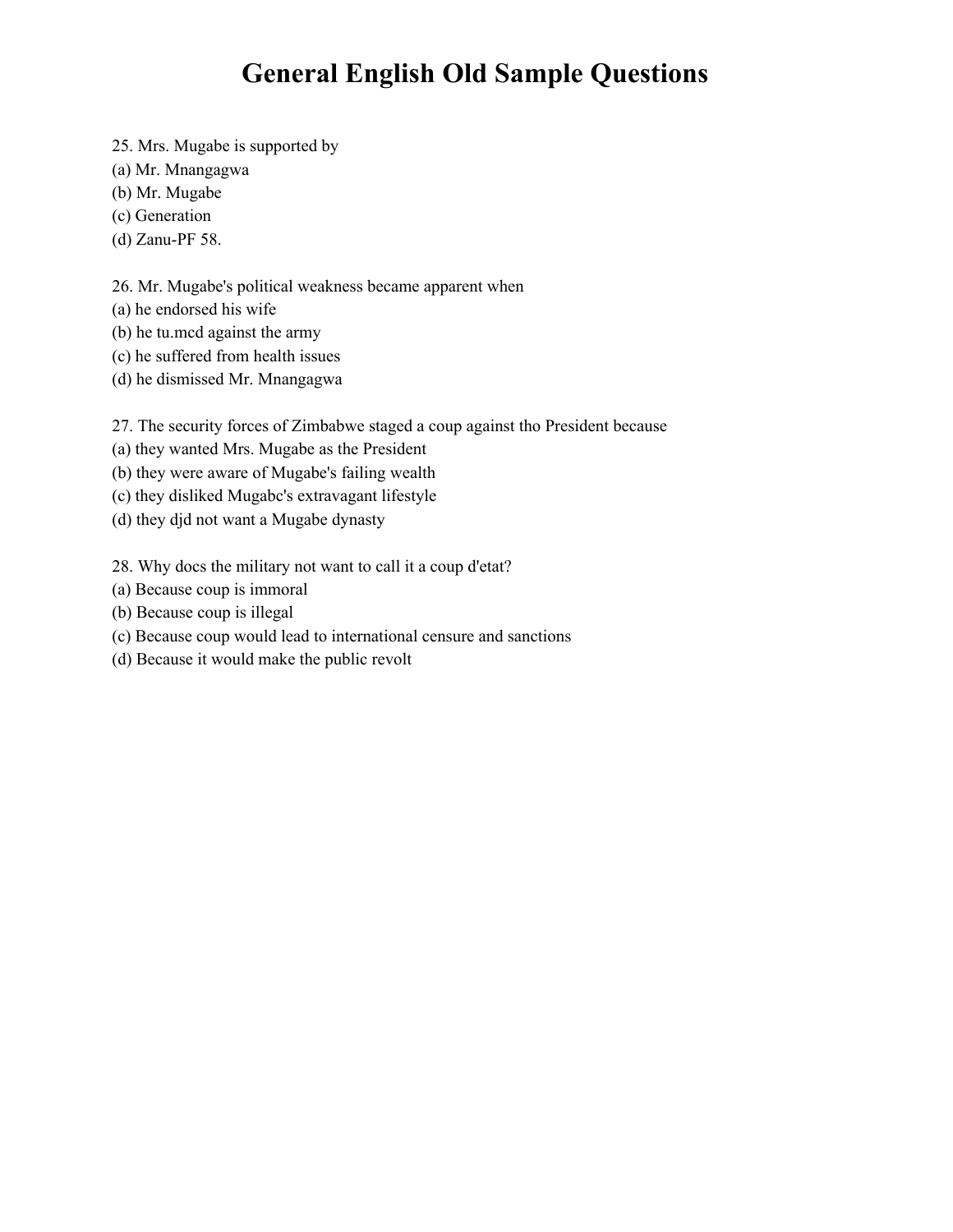# General English Old Sample Questions

25. Mrs. Mugabe is supported by
(a) Mr. Mnangagwa
(b) Mr. Mugabe
(c) Generation
(d) Zanu-PF 58.

26. Mr. Mugabe's political weakness became apparent when
(a) he endorsed his wife
(b) he tu.mcd against the army
(c) he suffered from health issues
(d) he dismissed Mr. Mnangagwa

27. The security forces of Zimbabwe staged a coup against tho President because
(a) they wanted Mrs. Mugabe as the President
(b) they were aware of Mugabe's failing wealth
(c) they disliked Mugabc's extravagant lifestyle
(d) they djd not want a Mugabe dynasty

28. Why docs the military not want to call it a coup d'etat?
(a) Because coup is immoral
(b) Because coup is illegal
(c) Because coup would lead to international censure and sanctions
(d) Because it would make the public revolt